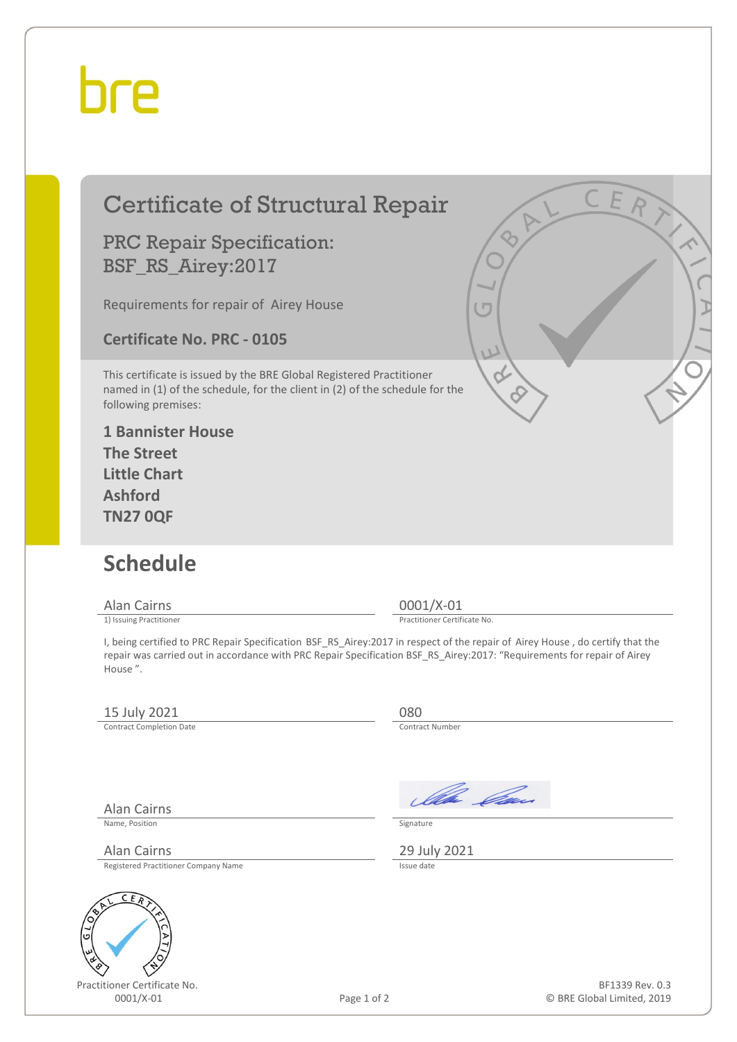bre

# Certificate of Structural Repair

## PRC Repair Specification: BSF_RS_Airey:2017

Requirements for repair of Airey House

**Certificate No. PRC - 0105**

This certificate is issued by the BRE Global Registered Practitioner named in (1) of the schedule, for the client in (2) of the schedule for the following premises:

**1 Bannister House**
**The Street**
**Little Chart**
**Ashford**
**TN27 0QF**

## Schedule

Alan Cairns
1) Issuing Practitioner

0001/X-01
Practitioner Certificate No.

I, being certified to PRC Repair Specification BSF_RS_Airey:2017 in respect of the repair of Airey House , do certify that the repair was carried out in accordance with PRC Repair Specification BSF_RS_Airey:2017: "Requirements for repair of Airey House ".

15 July 2021
Contract Completion Date

080
Contract Number

Alan Cairns
Name, Position

Signature

Alan Cairns
Registered Practitioner Company Name

29 July 2021
Issue date

Practitioner Certificate No.
0001/X-01

BF1339 Rev. 0.3
© BRE Global Limited, 2019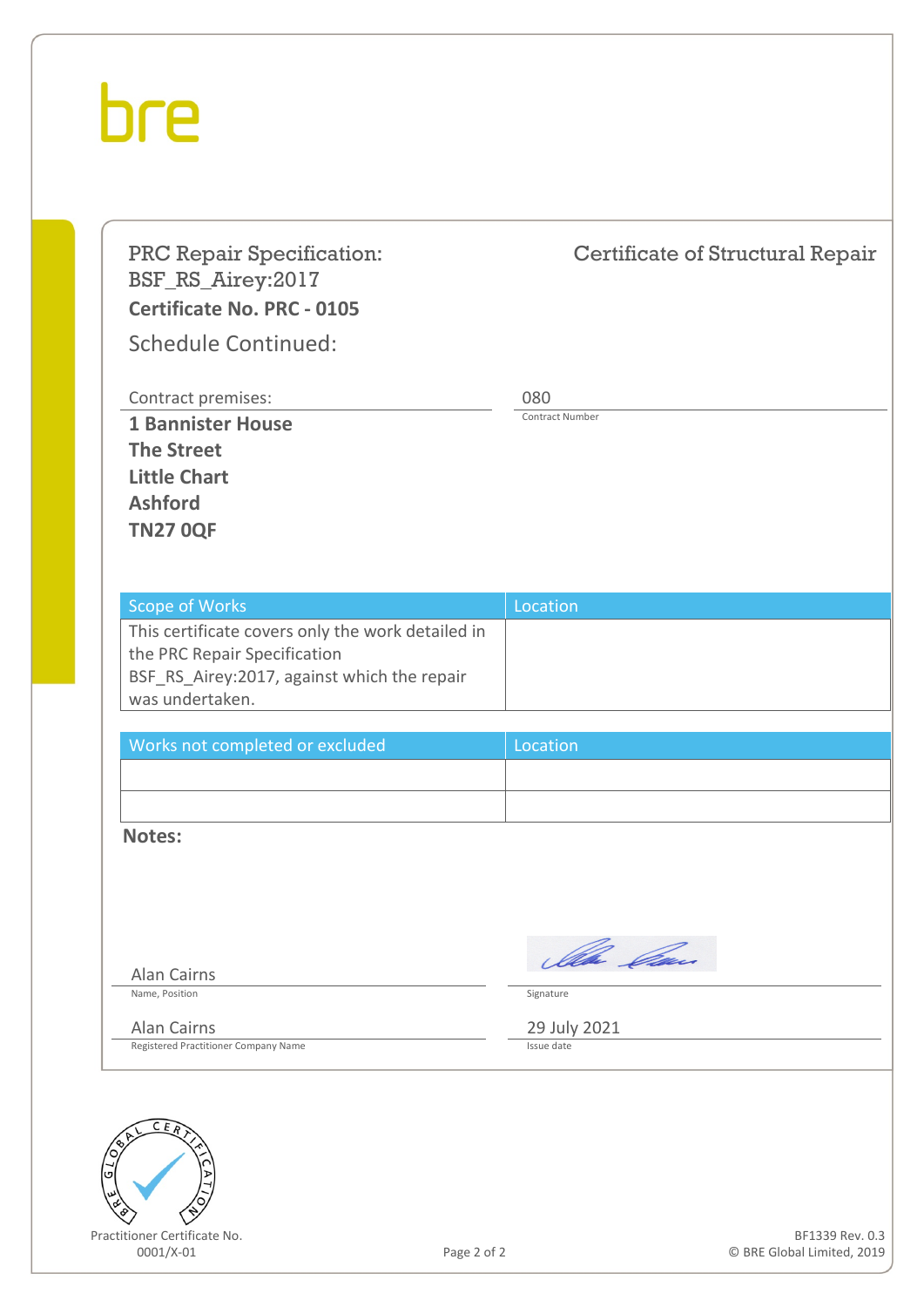bre

PRC Repair Specification:
BSF_RS_Airey:2017

Certificate of Structural Repair

**Certificate No. PRC - 0105**

## Schedule Continued:

Contract premises:

**1 Bannister House**
**The Street**
**Little Chart**
**Ashford**
**TN27 0QF**

080
Contract Number

| Scope of Works | Location |
|---|---|
| This certificate covers only the work detailed in the PRC Repair Specification BSF_RS_Airey:2017, against which the repair was undertaken. | |

| Works not completed or excluded | Location |
|---|---|
| | |
| | |

**Notes:**

Alan Cairns
Name, Position

Signature

Alan Cairns
Registered Practitioner Company Name

29 July 2021
Issue date

BRE GLOBAL CERTIFICATION

Practitioner Certificate No.
0001/X-01

BF1339 Rev. 0.3
© BRE Global Limited, 2019